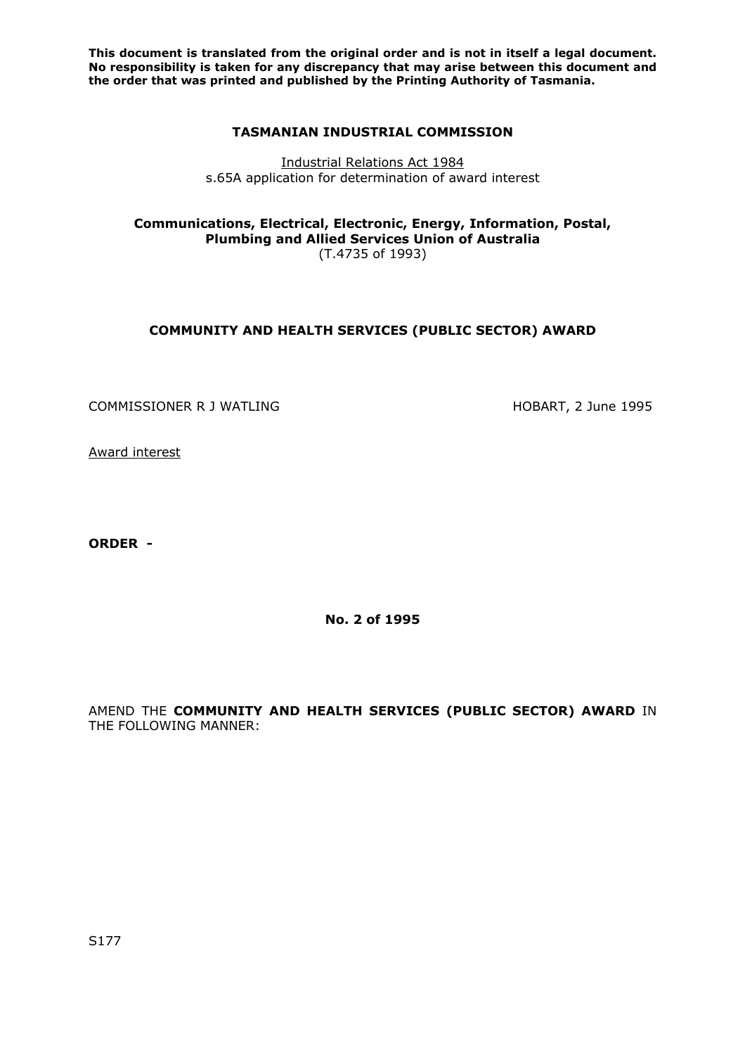**This document is translated from the original order and is not in itself a legal document. No responsibility is taken for any discrepancy that may arise between this document and the order that was printed and published by the Printing Authority of Tasmania.**

**TASMANIAN INDUSTRIAL COMMISSION**

Industrial Relations Act 1984
s.65A application for determination of award interest

**Communications, Electrical, Electronic, Energy, Information, Postal, Plumbing and Allied Services Union of Australia**
(T.4735 of 1993)

**COMMUNITY AND HEALTH SERVICES (PUBLIC SECTOR) AWARD**

COMMISSIONER R J WATLING HOBART, 2 June 1995

Award interest

**ORDER -**

**No. 2 of 1995**

AMEND THE **COMMUNITY AND HEALTH SERVICES (PUBLIC SECTOR) AWARD** IN THE FOLLOWING MANNER:

S177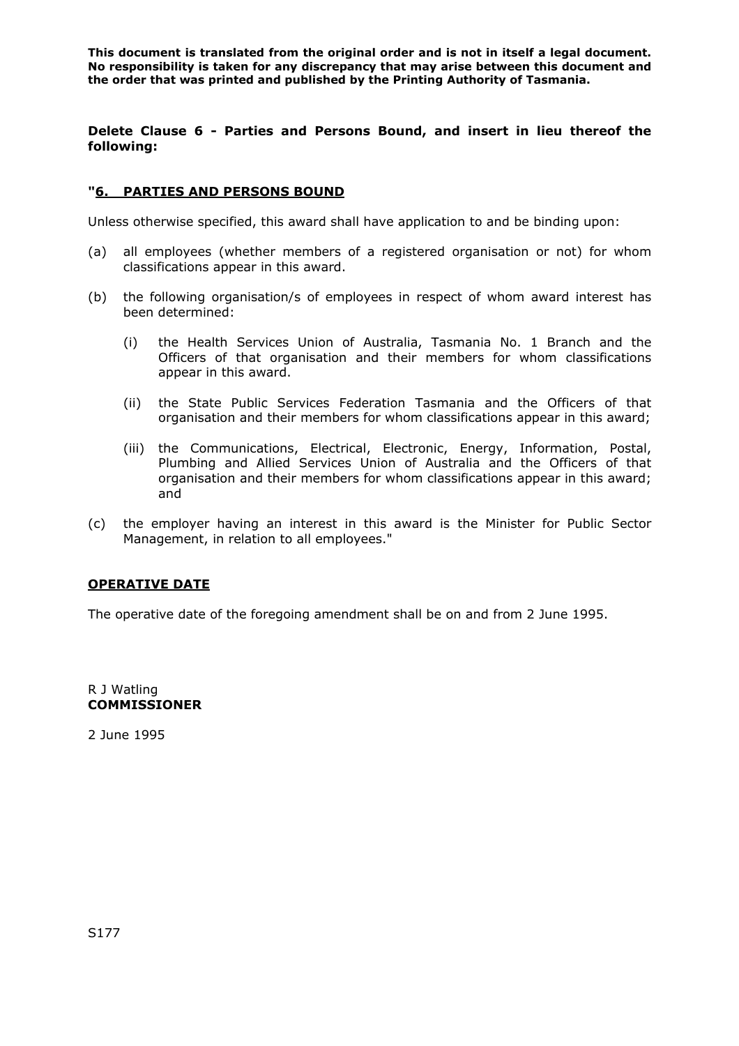**This document is translated from the original order and is not in itself a legal document. No responsibility is taken for any discrepancy that may arise between this document and the order that was printed and published by the Printing Authority of Tasmania.**

**Delete Clause 6 - Parties and Persons Bound, and insert in lieu thereof the following:**

**"<u>6. PARTIES AND PERSONS BOUND</u>**

Unless otherwise specified, this award shall have application to and be binding upon:

(a) all employees (whether members of a registered organisation or not) for whom classifications appear in this award.

(b) the following organisation/s of employees in respect of whom award interest has been determined:

  (i) the Health Services Union of Australia, Tasmania No. 1 Branch and the Officers of that organisation and their members for whom classifications appear in this award.

  (ii) the State Public Services Federation Tasmania and the Officers of that organisation and their members for whom classifications appear in this award;

  (iii) the Communications, Electrical, Electronic, Energy, Information, Postal, Plumbing and Allied Services Union of Australia and the Officers of that organisation and their members for whom classifications appear in this award; and

(c) the employer having an interest in this award is the Minister for Public Sector Management, in relation to all employees."

**<u>OPERATIVE DATE</u>**

The operative date of the foregoing amendment shall be on and from 2 June 1995.

R J Watling
**COMMISSIONER**

2 June 1995

S177